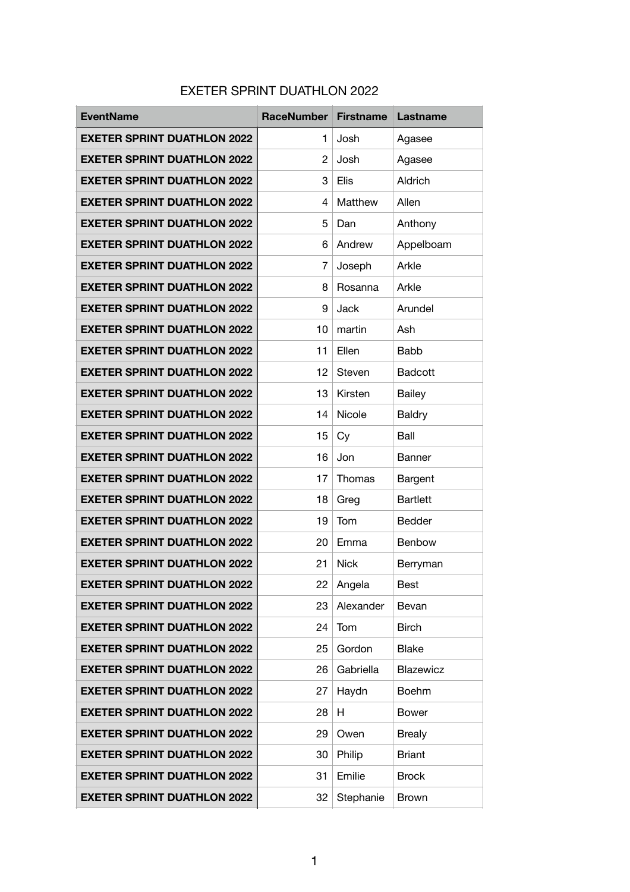# EXETER SPRINT DUATHLON 2022

| EventName | RaceNumber | Firstname | Lastname |
|---|---|---|---|
| **EXETER SPRINT DUATHLON 2022** | 1 | Josh | Agasee |
| **EXETER SPRINT DUATHLON 2022** | 2 | Josh | Agasee |
| **EXETER SPRINT DUATHLON 2022** | 3 | Elis | Aldrich |
| **EXETER SPRINT DUATHLON 2022** | 4 | Matthew | Allen |
| **EXETER SPRINT DUATHLON 2022** | 5 | Dan | Anthony |
| **EXETER SPRINT DUATHLON 2022** | 6 | Andrew | Appelboam |
| **EXETER SPRINT DUATHLON 2022** | 7 | Joseph | Arkle |
| **EXETER SPRINT DUATHLON 2022** | 8 | Rosanna | Arkle |
| **EXETER SPRINT DUATHLON 2022** | 9 | Jack | Arundel |
| **EXETER SPRINT DUATHLON 2022** | 10 | martin | Ash |
| **EXETER SPRINT DUATHLON 2022** | 11 | Ellen | Babb |
| **EXETER SPRINT DUATHLON 2022** | 12 | Steven | Badcott |
| **EXETER SPRINT DUATHLON 2022** | 13 | Kirsten | Bailey |
| **EXETER SPRINT DUATHLON 2022** | 14 | Nicole | Baldry |
| **EXETER SPRINT DUATHLON 2022** | 15 | Cy | Ball |
| **EXETER SPRINT DUATHLON 2022** | 16 | Jon | Banner |
| **EXETER SPRINT DUATHLON 2022** | 17 | Thomas | Bargent |
| **EXETER SPRINT DUATHLON 2022** | 18 | Greg | Bartlett |
| **EXETER SPRINT DUATHLON 2022** | 19 | Tom | Bedder |
| **EXETER SPRINT DUATHLON 2022** | 20 | Emma | Benbow |
| **EXETER SPRINT DUATHLON 2022** | 21 | Nick | Berryman |
| **EXETER SPRINT DUATHLON 2022** | 22 | Angela | Best |
| **EXETER SPRINT DUATHLON 2022** | 23 | Alexander | Bevan |
| **EXETER SPRINT DUATHLON 2022** | 24 | Tom | Birch |
| **EXETER SPRINT DUATHLON 2022** | 25 | Gordon | Blake |
| **EXETER SPRINT DUATHLON 2022** | 26 | Gabriella | Blazewicz |
| **EXETER SPRINT DUATHLON 2022** | 27 | Haydn | Boehm |
| **EXETER SPRINT DUATHLON 2022** | 28 | H | Bower |
| **EXETER SPRINT DUATHLON 2022** | 29 | Owen | Brealy |
| **EXETER SPRINT DUATHLON 2022** | 30 | Philip | Briant |
| **EXETER SPRINT DUATHLON 2022** | 31 | Emilie | Brock |
| **EXETER SPRINT DUATHLON 2022** | 32 | Stephanie | Brown |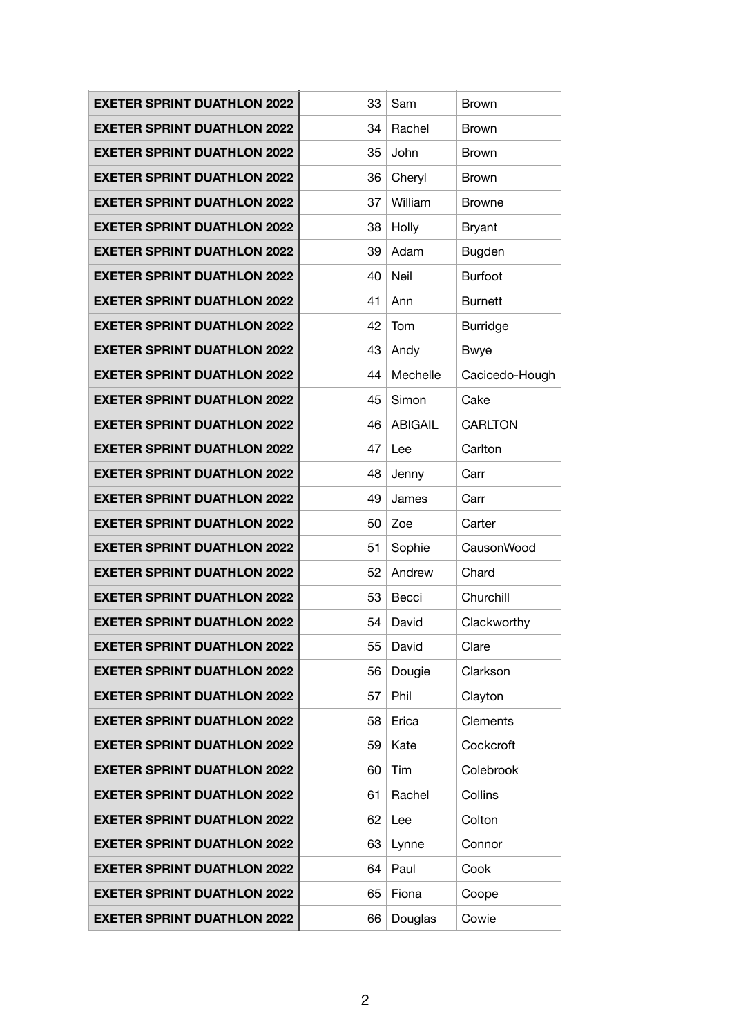| | | | |
|---|---|---|---|
| **EXETER SPRINT DUATHLON 2022** | 33 | Sam | Brown |
| **EXETER SPRINT DUATHLON 2022** | 34 | Rachel | Brown |
| **EXETER SPRINT DUATHLON 2022** | 35 | John | Brown |
| **EXETER SPRINT DUATHLON 2022** | 36 | Cheryl | Brown |
| **EXETER SPRINT DUATHLON 2022** | 37 | William | Browne |
| **EXETER SPRINT DUATHLON 2022** | 38 | Holly | Bryant |
| **EXETER SPRINT DUATHLON 2022** | 39 | Adam | Bugden |
| **EXETER SPRINT DUATHLON 2022** | 40 | Neil | Burfoot |
| **EXETER SPRINT DUATHLON 2022** | 41 | Ann | Burnett |
| **EXETER SPRINT DUATHLON 2022** | 42 | Tom | Burridge |
| **EXETER SPRINT DUATHLON 2022** | 43 | Andy | Bwye |
| **EXETER SPRINT DUATHLON 2022** | 44 | Mechelle | Cacicedo-Hough |
| **EXETER SPRINT DUATHLON 2022** | 45 | Simon | Cake |
| **EXETER SPRINT DUATHLON 2022** | 46 | ABIGAIL | CARLTON |
| **EXETER SPRINT DUATHLON 2022** | 47 | Lee | Carlton |
| **EXETER SPRINT DUATHLON 2022** | 48 | Jenny | Carr |
| **EXETER SPRINT DUATHLON 2022** | 49 | James | Carr |
| **EXETER SPRINT DUATHLON 2022** | 50 | Zoe | Carter |
| **EXETER SPRINT DUATHLON 2022** | 51 | Sophie | CausonWood |
| **EXETER SPRINT DUATHLON 2022** | 52 | Andrew | Chard |
| **EXETER SPRINT DUATHLON 2022** | 53 | Becci | Churchill |
| **EXETER SPRINT DUATHLON 2022** | 54 | David | Clackworthy |
| **EXETER SPRINT DUATHLON 2022** | 55 | David | Clare |
| **EXETER SPRINT DUATHLON 2022** | 56 | Dougie | Clarkson |
| **EXETER SPRINT DUATHLON 2022** | 57 | Phil | Clayton |
| **EXETER SPRINT DUATHLON 2022** | 58 | Erica | Clements |
| **EXETER SPRINT DUATHLON 2022** | 59 | Kate | Cockcroft |
| **EXETER SPRINT DUATHLON 2022** | 60 | Tim | Colebrook |
| **EXETER SPRINT DUATHLON 2022** | 61 | Rachel | Collins |
| **EXETER SPRINT DUATHLON 2022** | 62 | Lee | Colton |
| **EXETER SPRINT DUATHLON 2022** | 63 | Lynne | Connor |
| **EXETER SPRINT DUATHLON 2022** | 64 | Paul | Cook |
| **EXETER SPRINT DUATHLON 2022** | 65 | Fiona | Coope |
| **EXETER SPRINT DUATHLON 2022** | 66 | Douglas | Cowie |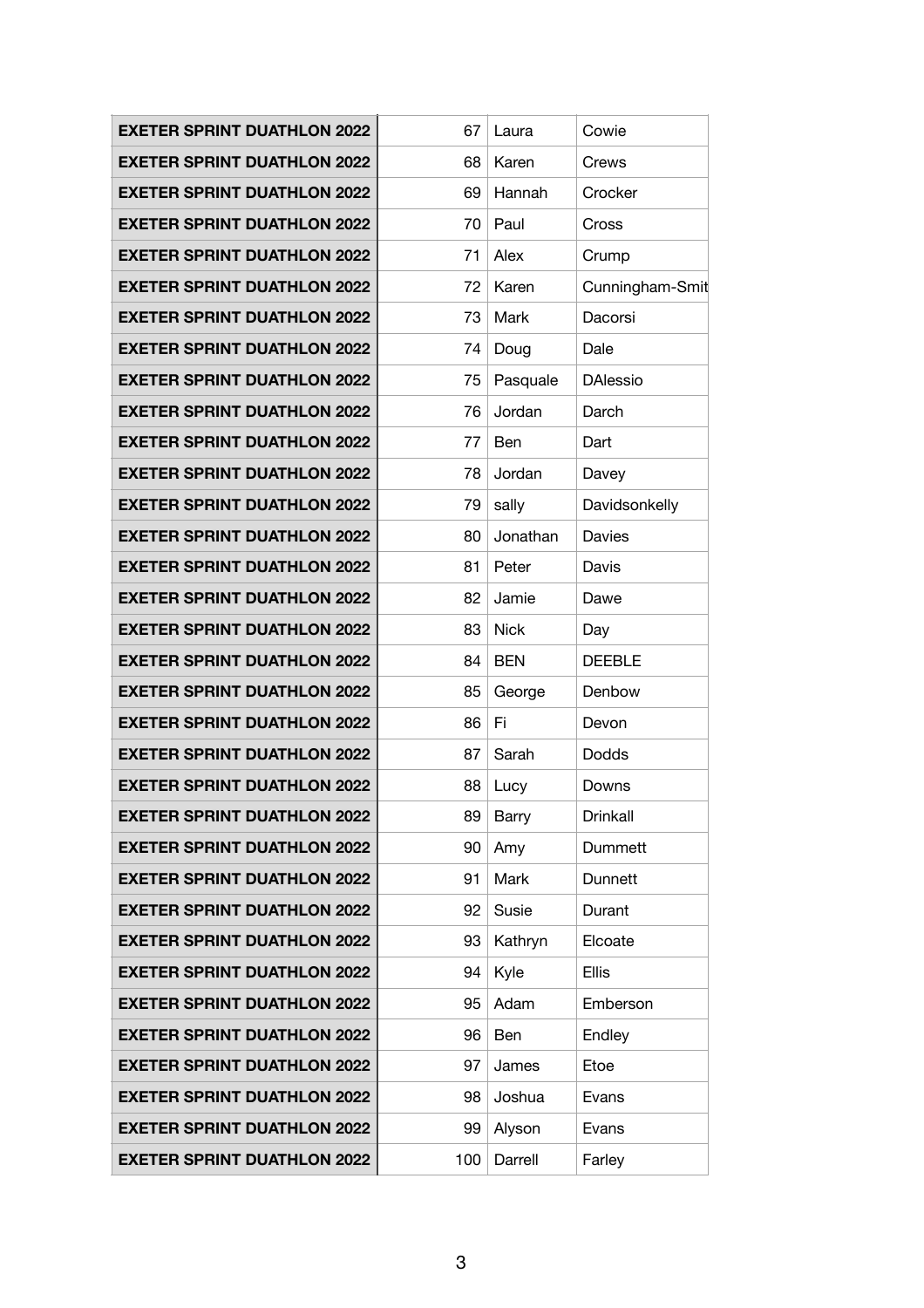| | | | |
|---|---|---|---|
| **EXETER SPRINT DUATHLON 2022** | 67 | Laura | Cowie |
| **EXETER SPRINT DUATHLON 2022** | 68 | Karen | Crews |
| **EXETER SPRINT DUATHLON 2022** | 69 | Hannah | Crocker |
| **EXETER SPRINT DUATHLON 2022** | 70 | Paul | Cross |
| **EXETER SPRINT DUATHLON 2022** | 71 | Alex | Crump |
| **EXETER SPRINT DUATHLON 2022** | 72 | Karen | Cunningham-Smit |
| **EXETER SPRINT DUATHLON 2022** | 73 | Mark | Dacorsi |
| **EXETER SPRINT DUATHLON 2022** | 74 | Doug | Dale |
| **EXETER SPRINT DUATHLON 2022** | 75 | Pasquale | DAlessio |
| **EXETER SPRINT DUATHLON 2022** | 76 | Jordan | Darch |
| **EXETER SPRINT DUATHLON 2022** | 77 | Ben | Dart |
| **EXETER SPRINT DUATHLON 2022** | 78 | Jordan | Davey |
| **EXETER SPRINT DUATHLON 2022** | 79 | sally | Davidsonkelly |
| **EXETER SPRINT DUATHLON 2022** | 80 | Jonathan | Davies |
| **EXETER SPRINT DUATHLON 2022** | 81 | Peter | Davis |
| **EXETER SPRINT DUATHLON 2022** | 82 | Jamie | Dawe |
| **EXETER SPRINT DUATHLON 2022** | 83 | Nick | Day |
| **EXETER SPRINT DUATHLON 2022** | 84 | BEN | DEEBLE |
| **EXETER SPRINT DUATHLON 2022** | 85 | George | Denbow |
| **EXETER SPRINT DUATHLON 2022** | 86 | Fi | Devon |
| **EXETER SPRINT DUATHLON 2022** | 87 | Sarah | Dodds |
| **EXETER SPRINT DUATHLON 2022** | 88 | Lucy | Downs |
| **EXETER SPRINT DUATHLON 2022** | 89 | Barry | Drinkall |
| **EXETER SPRINT DUATHLON 2022** | 90 | Amy | Dummett |
| **EXETER SPRINT DUATHLON 2022** | 91 | Mark | Dunnett |
| **EXETER SPRINT DUATHLON 2022** | 92 | Susie | Durant |
| **EXETER SPRINT DUATHLON 2022** | 93 | Kathryn | Elcoate |
| **EXETER SPRINT DUATHLON 2022** | 94 | Kyle | Ellis |
| **EXETER SPRINT DUATHLON 2022** | 95 | Adam | Emberson |
| **EXETER SPRINT DUATHLON 2022** | 96 | Ben | Endley |
| **EXETER SPRINT DUATHLON 2022** | 97 | James | Etoe |
| **EXETER SPRINT DUATHLON 2022** | 98 | Joshua | Evans |
| **EXETER SPRINT DUATHLON 2022** | 99 | Alyson | Evans |
| **EXETER SPRINT DUATHLON 2022** | 100 | Darrell | Farley |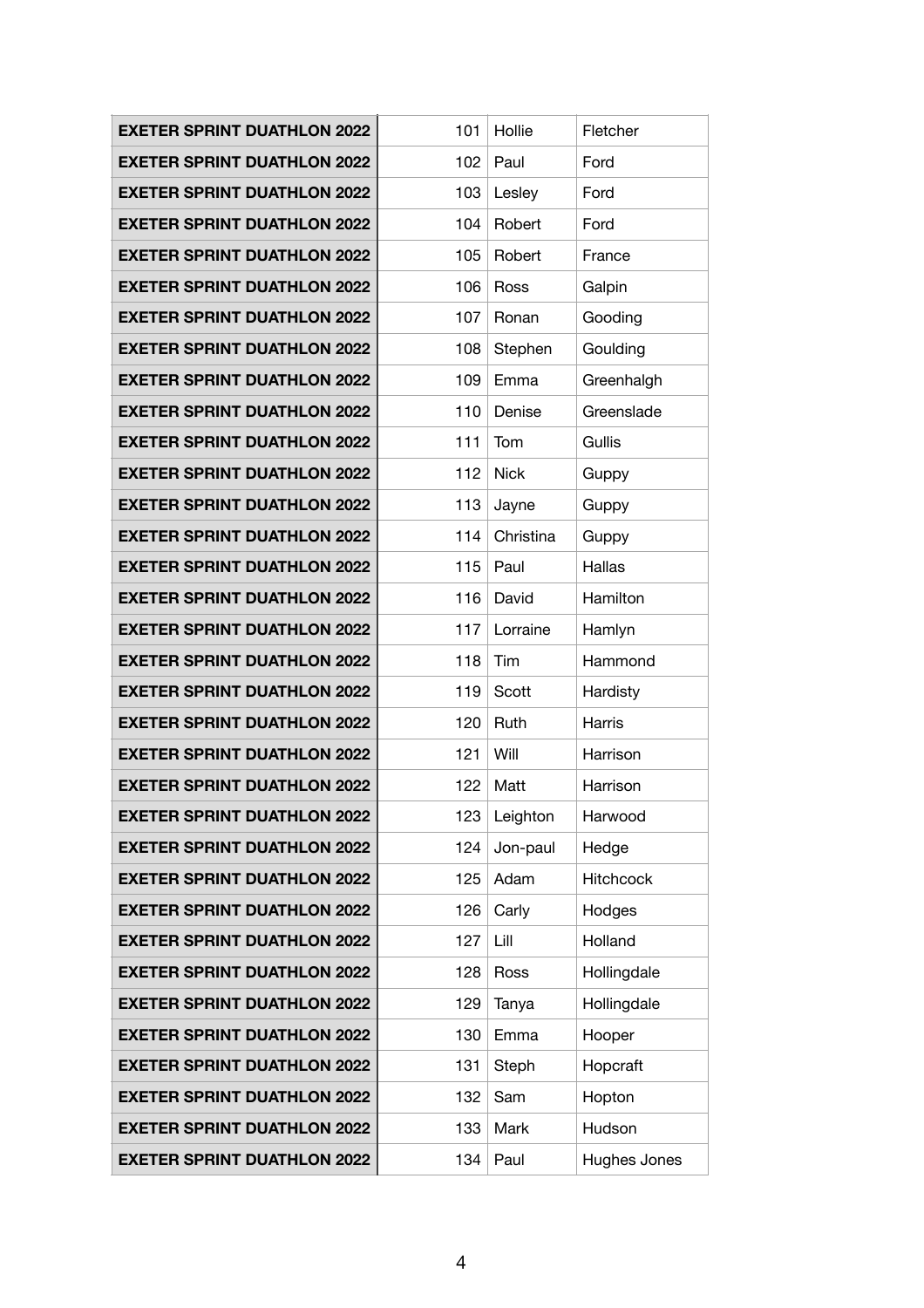| | | | |
|---|---|---|---|
| **EXETER SPRINT DUATHLON 2022** | 101 | Hollie | Fletcher |
| **EXETER SPRINT DUATHLON 2022** | 102 | Paul | Ford |
| **EXETER SPRINT DUATHLON 2022** | 103 | Lesley | Ford |
| **EXETER SPRINT DUATHLON 2022** | 104 | Robert | Ford |
| **EXETER SPRINT DUATHLON 2022** | 105 | Robert | France |
| **EXETER SPRINT DUATHLON 2022** | 106 | Ross | Galpin |
| **EXETER SPRINT DUATHLON 2022** | 107 | Ronan | Gooding |
| **EXETER SPRINT DUATHLON 2022** | 108 | Stephen | Goulding |
| **EXETER SPRINT DUATHLON 2022** | 109 | Emma | Greenhalgh |
| **EXETER SPRINT DUATHLON 2022** | 110 | Denise | Greenslade |
| **EXETER SPRINT DUATHLON 2022** | 111 | Tom | Gullis |
| **EXETER SPRINT DUATHLON 2022** | 112 | Nick | Guppy |
| **EXETER SPRINT DUATHLON 2022** | 113 | Jayne | Guppy |
| **EXETER SPRINT DUATHLON 2022** | 114 | Christina | Guppy |
| **EXETER SPRINT DUATHLON 2022** | 115 | Paul | Hallas |
| **EXETER SPRINT DUATHLON 2022** | 116 | David | Hamilton |
| **EXETER SPRINT DUATHLON 2022** | 117 | Lorraine | Hamlyn |
| **EXETER SPRINT DUATHLON 2022** | 118 | Tim | Hammond |
| **EXETER SPRINT DUATHLON 2022** | 119 | Scott | Hardisty |
| **EXETER SPRINT DUATHLON 2022** | 120 | Ruth | Harris |
| **EXETER SPRINT DUATHLON 2022** | 121 | Will | Harrison |
| **EXETER SPRINT DUATHLON 2022** | 122 | Matt | Harrison |
| **EXETER SPRINT DUATHLON 2022** | 123 | Leighton | Harwood |
| **EXETER SPRINT DUATHLON 2022** | 124 | Jon-paul | Hedge |
| **EXETER SPRINT DUATHLON 2022** | 125 | Adam | Hitchcock |
| **EXETER SPRINT DUATHLON 2022** | 126 | Carly | Hodges |
| **EXETER SPRINT DUATHLON 2022** | 127 | Lill | Holland |
| **EXETER SPRINT DUATHLON 2022** | 128 | Ross | Hollingdale |
| **EXETER SPRINT DUATHLON 2022** | 129 | Tanya | Hollingdale |
| **EXETER SPRINT DUATHLON 2022** | 130 | Emma | Hooper |
| **EXETER SPRINT DUATHLON 2022** | 131 | Steph | Hopcraft |
| **EXETER SPRINT DUATHLON 2022** | 132 | Sam | Hopton |
| **EXETER SPRINT DUATHLON 2022** | 133 | Mark | Hudson |
| **EXETER SPRINT DUATHLON 2022** | 134 | Paul | Hughes Jones |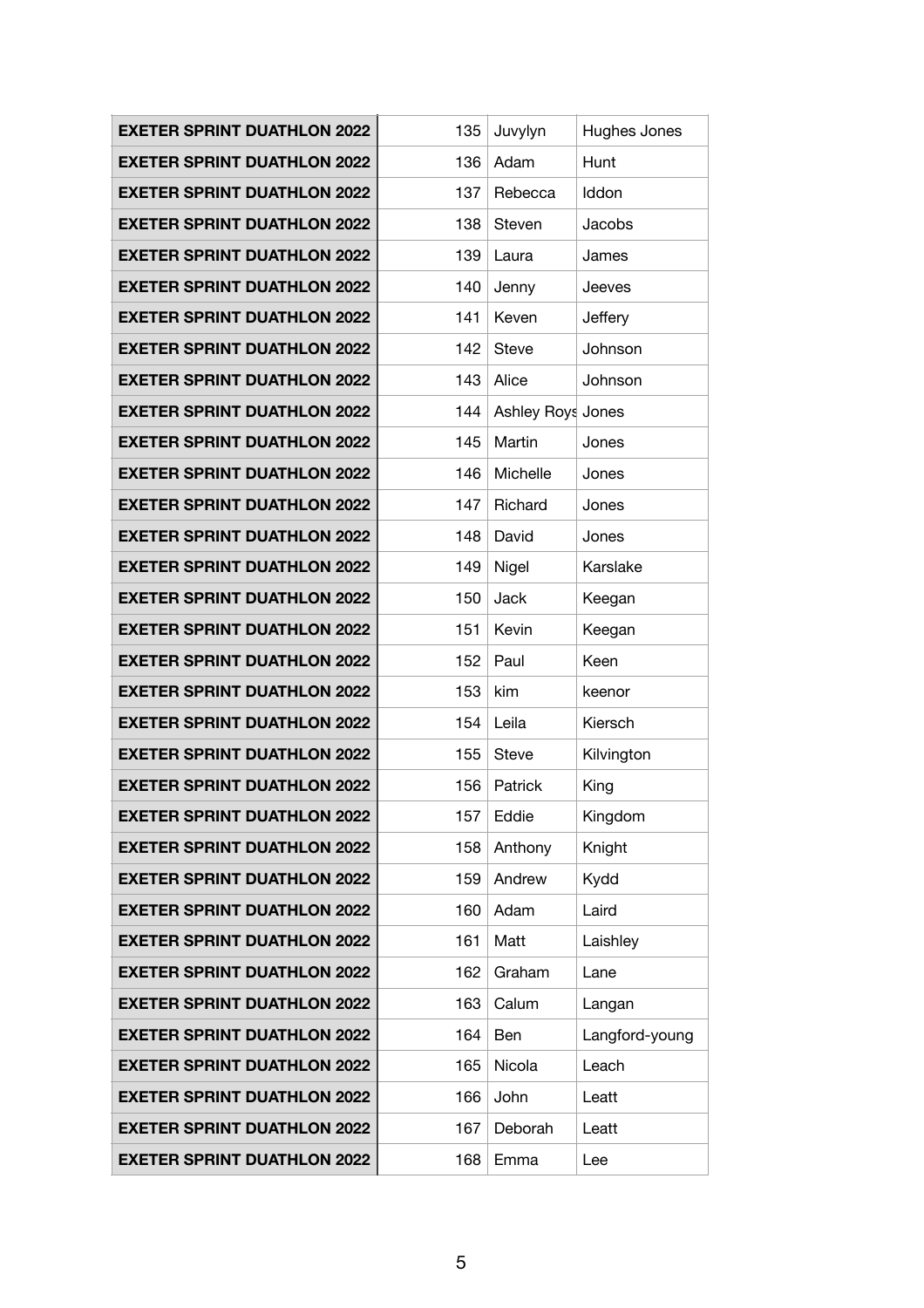| EXETER SPRINT DUATHLON 2022 | 135 | Juvylyn | Hughes Jones |
|---|---|---|---|
| **EXETER SPRINT DUATHLON 2022** | 136 | Adam | Hunt |
| **EXETER SPRINT DUATHLON 2022** | 137 | Rebecca | Iddon |
| **EXETER SPRINT DUATHLON 2022** | 138 | Steven | Jacobs |
| **EXETER SPRINT DUATHLON 2022** | 139 | Laura | James |
| **EXETER SPRINT DUATHLON 2022** | 140 | Jenny | Jeeves |
| **EXETER SPRINT DUATHLON 2022** | 141 | Keven | Jeffery |
| **EXETER SPRINT DUATHLON 2022** | 142 | Steve | Johnson |
| **EXETER SPRINT DUATHLON 2022** | 143 | Alice | Johnson |
| **EXETER SPRINT DUATHLON 2022** | 144 | Ashley Roys | Jones |
| **EXETER SPRINT DUATHLON 2022** | 145 | Martin | Jones |
| **EXETER SPRINT DUATHLON 2022** | 146 | Michelle | Jones |
| **EXETER SPRINT DUATHLON 2022** | 147 | Richard | Jones |
| **EXETER SPRINT DUATHLON 2022** | 148 | David | Jones |
| **EXETER SPRINT DUATHLON 2022** | 149 | Nigel | Karslake |
| **EXETER SPRINT DUATHLON 2022** | 150 | Jack | Keegan |
| **EXETER SPRINT DUATHLON 2022** | 151 | Kevin | Keegan |
| **EXETER SPRINT DUATHLON 2022** | 152 | Paul | Keen |
| **EXETER SPRINT DUATHLON 2022** | 153 | kim | keenor |
| **EXETER SPRINT DUATHLON 2022** | 154 | Leila | Kiersch |
| **EXETER SPRINT DUATHLON 2022** | 155 | Steve | Kilvington |
| **EXETER SPRINT DUATHLON 2022** | 156 | Patrick | King |
| **EXETER SPRINT DUATHLON 2022** | 157 | Eddie | Kingdom |
| **EXETER SPRINT DUATHLON 2022** | 158 | Anthony | Knight |
| **EXETER SPRINT DUATHLON 2022** | 159 | Andrew | Kydd |
| **EXETER SPRINT DUATHLON 2022** | 160 | Adam | Laird |
| **EXETER SPRINT DUATHLON 2022** | 161 | Matt | Laishley |
| **EXETER SPRINT DUATHLON 2022** | 162 | Graham | Lane |
| **EXETER SPRINT DUATHLON 2022** | 163 | Calum | Langan |
| **EXETER SPRINT DUATHLON 2022** | 164 | Ben | Langford-young |
| **EXETER SPRINT DUATHLON 2022** | 165 | Nicola | Leach |
| **EXETER SPRINT DUATHLON 2022** | 166 | John | Leatt |
| **EXETER SPRINT DUATHLON 2022** | 167 | Deborah | Leatt |
| **EXETER SPRINT DUATHLON 2022** | 168 | Emma | Lee |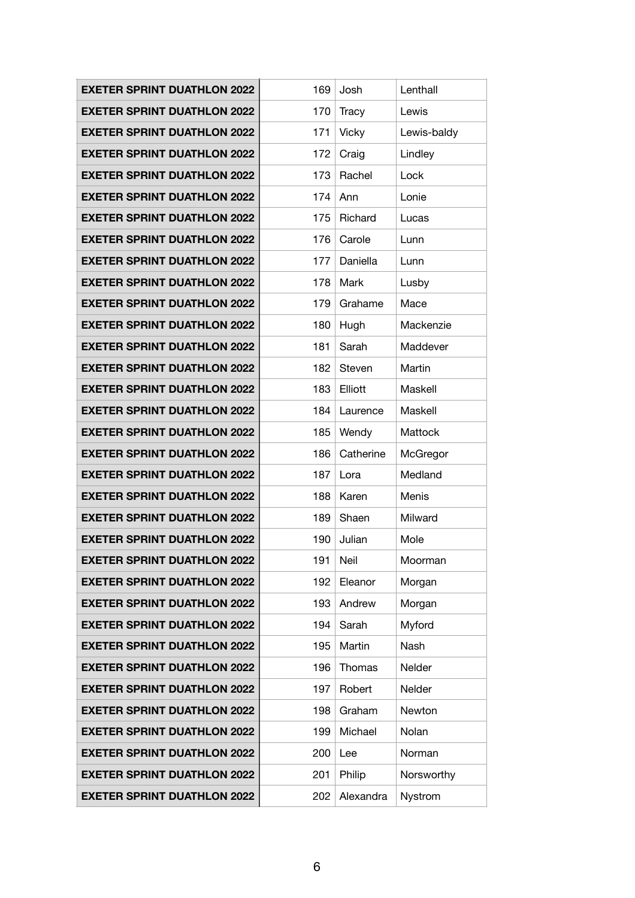| | | | |
|---|---|---|---|
| **EXETER SPRINT DUATHLON 2022** | 169 | Josh | Lenthall |
| **EXETER SPRINT DUATHLON 2022** | 170 | Tracy | Lewis |
| **EXETER SPRINT DUATHLON 2022** | 171 | Vicky | Lewis-baldy |
| **EXETER SPRINT DUATHLON 2022** | 172 | Craig | Lindley |
| **EXETER SPRINT DUATHLON 2022** | 173 | Rachel | Lock |
| **EXETER SPRINT DUATHLON 2022** | 174 | Ann | Lonie |
| **EXETER SPRINT DUATHLON 2022** | 175 | Richard | Lucas |
| **EXETER SPRINT DUATHLON 2022** | 176 | Carole | Lunn |
| **EXETER SPRINT DUATHLON 2022** | 177 | Daniella | Lunn |
| **EXETER SPRINT DUATHLON 2022** | 178 | Mark | Lusby |
| **EXETER SPRINT DUATHLON 2022** | 179 | Grahame | Mace |
| **EXETER SPRINT DUATHLON 2022** | 180 | Hugh | Mackenzie |
| **EXETER SPRINT DUATHLON 2022** | 181 | Sarah | Maddever |
| **EXETER SPRINT DUATHLON 2022** | 182 | Steven | Martin |
| **EXETER SPRINT DUATHLON 2022** | 183 | Elliott | Maskell |
| **EXETER SPRINT DUATHLON 2022** | 184 | Laurence | Maskell |
| **EXETER SPRINT DUATHLON 2022** | 185 | Wendy | Mattock |
| **EXETER SPRINT DUATHLON 2022** | 186 | Catherine | McGregor |
| **EXETER SPRINT DUATHLON 2022** | 187 | Lora | Medland |
| **EXETER SPRINT DUATHLON 2022** | 188 | Karen | Menis |
| **EXETER SPRINT DUATHLON 2022** | 189 | Shaen | Milward |
| **EXETER SPRINT DUATHLON 2022** | 190 | Julian | Mole |
| **EXETER SPRINT DUATHLON 2022** | 191 | Neil | Moorman |
| **EXETER SPRINT DUATHLON 2022** | 192 | Eleanor | Morgan |
| **EXETER SPRINT DUATHLON 2022** | 193 | Andrew | Morgan |
| **EXETER SPRINT DUATHLON 2022** | 194 | Sarah | Myford |
| **EXETER SPRINT DUATHLON 2022** | 195 | Martin | Nash |
| **EXETER SPRINT DUATHLON 2022** | 196 | Thomas | Nelder |
| **EXETER SPRINT DUATHLON 2022** | 197 | Robert | Nelder |
| **EXETER SPRINT DUATHLON 2022** | 198 | Graham | Newton |
| **EXETER SPRINT DUATHLON 2022** | 199 | Michael | Nolan |
| **EXETER SPRINT DUATHLON 2022** | 200 | Lee | Norman |
| **EXETER SPRINT DUATHLON 2022** | 201 | Philip | Norsworthy |
| **EXETER SPRINT DUATHLON 2022** | 202 | Alexandra | Nystrom |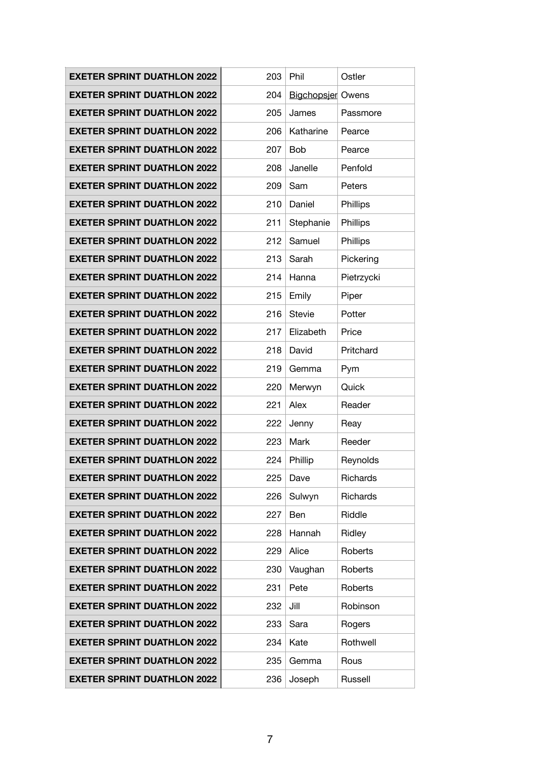| EXETER SPRINT DUATHLON 2022 | 203 | Phil | Ostler |
|---|---|---|---|
| EXETER SPRINT DUATHLON 2022 | 204 | Bigchopsjer | Owens |
| EXETER SPRINT DUATHLON 2022 | 205 | James | Passmore |
| EXETER SPRINT DUATHLON 2022 | 206 | Katharine | Pearce |
| EXETER SPRINT DUATHLON 2022 | 207 | Bob | Pearce |
| EXETER SPRINT DUATHLON 2022 | 208 | Janelle | Penfold |
| EXETER SPRINT DUATHLON 2022 | 209 | Sam | Peters |
| EXETER SPRINT DUATHLON 2022 | 210 | Daniel | Phillips |
| EXETER SPRINT DUATHLON 2022 | 211 | Stephanie | Phillips |
| EXETER SPRINT DUATHLON 2022 | 212 | Samuel | Phillips |
| EXETER SPRINT DUATHLON 2022 | 213 | Sarah | Pickering |
| EXETER SPRINT DUATHLON 2022 | 214 | Hanna | Pietrzycki |
| EXETER SPRINT DUATHLON 2022 | 215 | Emily | Piper |
| EXETER SPRINT DUATHLON 2022 | 216 | Stevie | Potter |
| EXETER SPRINT DUATHLON 2022 | 217 | Elizabeth | Price |
| EXETER SPRINT DUATHLON 2022 | 218 | David | Pritchard |
| EXETER SPRINT DUATHLON 2022 | 219 | Gemma | Pym |
| EXETER SPRINT DUATHLON 2022 | 220 | Merwyn | Quick |
| EXETER SPRINT DUATHLON 2022 | 221 | Alex | Reader |
| EXETER SPRINT DUATHLON 2022 | 222 | Jenny | Reay |
| EXETER SPRINT DUATHLON 2022 | 223 | Mark | Reeder |
| EXETER SPRINT DUATHLON 2022 | 224 | Phillip | Reynolds |
| EXETER SPRINT DUATHLON 2022 | 225 | Dave | Richards |
| EXETER SPRINT DUATHLON 2022 | 226 | Sulwyn | Richards |
| EXETER SPRINT DUATHLON 2022 | 227 | Ben | Riddle |
| EXETER SPRINT DUATHLON 2022 | 228 | Hannah | Ridley |
| EXETER SPRINT DUATHLON 2022 | 229 | Alice | Roberts |
| EXETER SPRINT DUATHLON 2022 | 230 | Vaughan | Roberts |
| EXETER SPRINT DUATHLON 2022 | 231 | Pete | Roberts |
| EXETER SPRINT DUATHLON 2022 | 232 | Jill | Robinson |
| EXETER SPRINT DUATHLON 2022 | 233 | Sara | Rogers |
| EXETER SPRINT DUATHLON 2022 | 234 | Kate | Rothwell |
| EXETER SPRINT DUATHLON 2022 | 235 | Gemma | Rous |
| EXETER SPRINT DUATHLON 2022 | 236 | Joseph | Russell |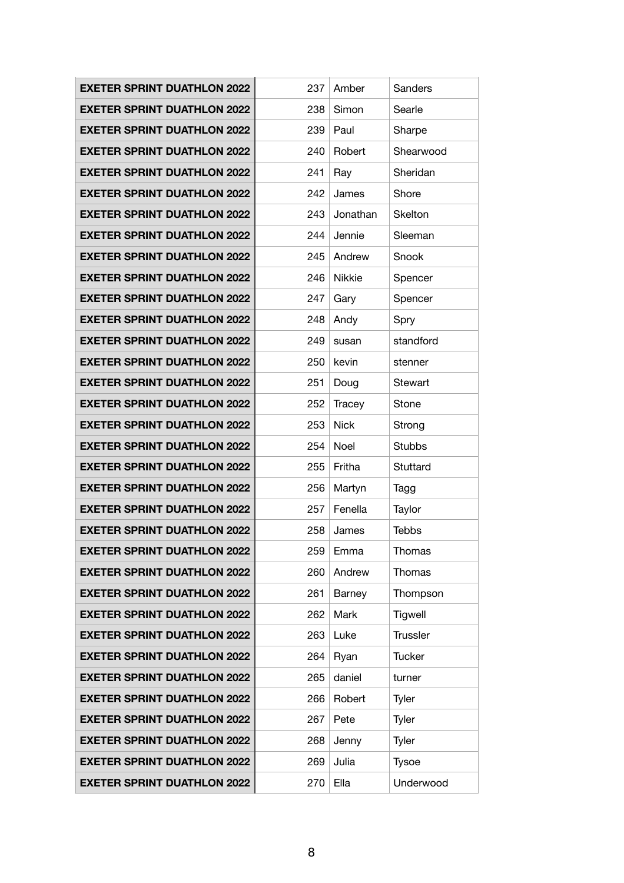| | | | |
|---|---|---|---|
| **EXETER SPRINT DUATHLON 2022** | 237 | Amber | Sanders |
| **EXETER SPRINT DUATHLON 2022** | 238 | Simon | Searle |
| **EXETER SPRINT DUATHLON 2022** | 239 | Paul | Sharpe |
| **EXETER SPRINT DUATHLON 2022** | 240 | Robert | Shearwood |
| **EXETER SPRINT DUATHLON 2022** | 241 | Ray | Sheridan |
| **EXETER SPRINT DUATHLON 2022** | 242 | James | Shore |
| **EXETER SPRINT DUATHLON 2022** | 243 | Jonathan | Skelton |
| **EXETER SPRINT DUATHLON 2022** | 244 | Jennie | Sleeman |
| **EXETER SPRINT DUATHLON 2022** | 245 | Andrew | Snook |
| **EXETER SPRINT DUATHLON 2022** | 246 | Nikkie | Spencer |
| **EXETER SPRINT DUATHLON 2022** | 247 | Gary | Spencer |
| **EXETER SPRINT DUATHLON 2022** | 248 | Andy | Spry |
| **EXETER SPRINT DUATHLON 2022** | 249 | susan | standford |
| **EXETER SPRINT DUATHLON 2022** | 250 | kevin | stenner |
| **EXETER SPRINT DUATHLON 2022** | 251 | Doug | Stewart |
| **EXETER SPRINT DUATHLON 2022** | 252 | Tracey | Stone |
| **EXETER SPRINT DUATHLON 2022** | 253 | Nick | Strong |
| **EXETER SPRINT DUATHLON 2022** | 254 | Noel | Stubbs |
| **EXETER SPRINT DUATHLON 2022** | 255 | Fritha | Stuttard |
| **EXETER SPRINT DUATHLON 2022** | 256 | Martyn | Tagg |
| **EXETER SPRINT DUATHLON 2022** | 257 | Fenella | Taylor |
| **EXETER SPRINT DUATHLON 2022** | 258 | James | Tebbs |
| **EXETER SPRINT DUATHLON 2022** | 259 | Emma | Thomas |
| **EXETER SPRINT DUATHLON 2022** | 260 | Andrew | Thomas |
| **EXETER SPRINT DUATHLON 2022** | 261 | Barney | Thompson |
| **EXETER SPRINT DUATHLON 2022** | 262 | Mark | Tigwell |
| **EXETER SPRINT DUATHLON 2022** | 263 | Luke | Trussler |
| **EXETER SPRINT DUATHLON 2022** | 264 | Ryan | Tucker |
| **EXETER SPRINT DUATHLON 2022** | 265 | daniel | turner |
| **EXETER SPRINT DUATHLON 2022** | 266 | Robert | Tyler |
| **EXETER SPRINT DUATHLON 2022** | 267 | Pete | Tyler |
| **EXETER SPRINT DUATHLON 2022** | 268 | Jenny | Tyler |
| **EXETER SPRINT DUATHLON 2022** | 269 | Julia | Tysoe |
| **EXETER SPRINT DUATHLON 2022** | 270 | Ella | Underwood |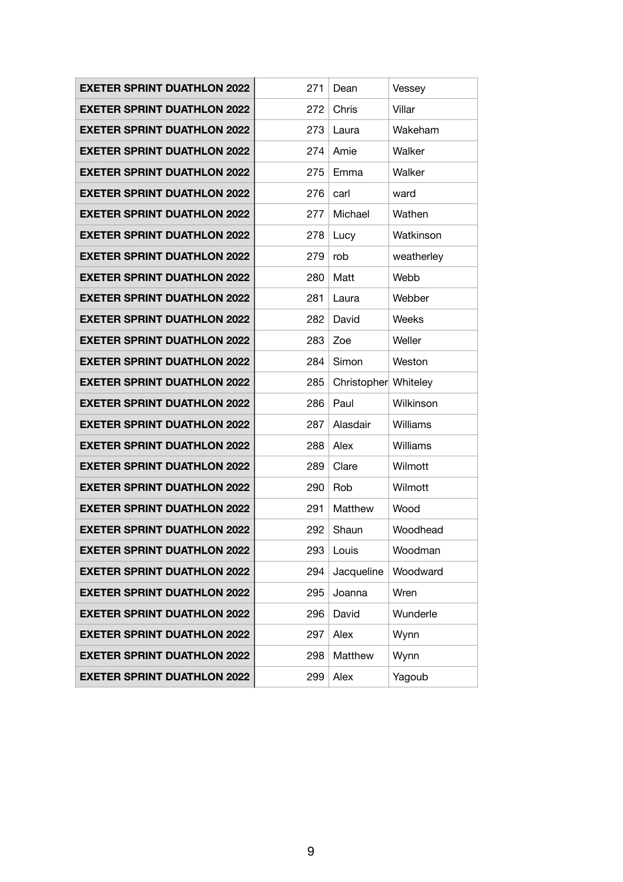| | | | |
|---|---|---|---|
| **EXETER SPRINT DUATHLON 2022** | 271 | Dean | Vessey |
| **EXETER SPRINT DUATHLON 2022** | 272 | Chris | Villar |
| **EXETER SPRINT DUATHLON 2022** | 273 | Laura | Wakeham |
| **EXETER SPRINT DUATHLON 2022** | 274 | Amie | Walker |
| **EXETER SPRINT DUATHLON 2022** | 275 | Emma | Walker |
| **EXETER SPRINT DUATHLON 2022** | 276 | carl | ward |
| **EXETER SPRINT DUATHLON 2022** | 277 | Michael | Wathen |
| **EXETER SPRINT DUATHLON 2022** | 278 | Lucy | Watkinson |
| **EXETER SPRINT DUATHLON 2022** | 279 | rob | weatherley |
| **EXETER SPRINT DUATHLON 2022** | 280 | Matt | Webb |
| **EXETER SPRINT DUATHLON 2022** | 281 | Laura | Webber |
| **EXETER SPRINT DUATHLON 2022** | 282 | David | Weeks |
| **EXETER SPRINT DUATHLON 2022** | 283 | Zoe | Weller |
| **EXETER SPRINT DUATHLON 2022** | 284 | Simon | Weston |
| **EXETER SPRINT DUATHLON 2022** | 285 | Christopher | Whiteley |
| **EXETER SPRINT DUATHLON 2022** | 286 | Paul | Wilkinson |
| **EXETER SPRINT DUATHLON 2022** | 287 | Alasdair | Williams |
| **EXETER SPRINT DUATHLON 2022** | 288 | Alex | Williams |
| **EXETER SPRINT DUATHLON 2022** | 289 | Clare | Wilmott |
| **EXETER SPRINT DUATHLON 2022** | 290 | Rob | Wilmott |
| **EXETER SPRINT DUATHLON 2022** | 291 | Matthew | Wood |
| **EXETER SPRINT DUATHLON 2022** | 292 | Shaun | Woodhead |
| **EXETER SPRINT DUATHLON 2022** | 293 | Louis | Woodman |
| **EXETER SPRINT DUATHLON 2022** | 294 | Jacqueline | Woodward |
| **EXETER SPRINT DUATHLON 2022** | 295 | Joanna | Wren |
| **EXETER SPRINT DUATHLON 2022** | 296 | David | Wunderle |
| **EXETER SPRINT DUATHLON 2022** | 297 | Alex | Wynn |
| **EXETER SPRINT DUATHLON 2022** | 298 | Matthew | Wynn |
| **EXETER SPRINT DUATHLON 2022** | 299 | Alex | Yagoub |